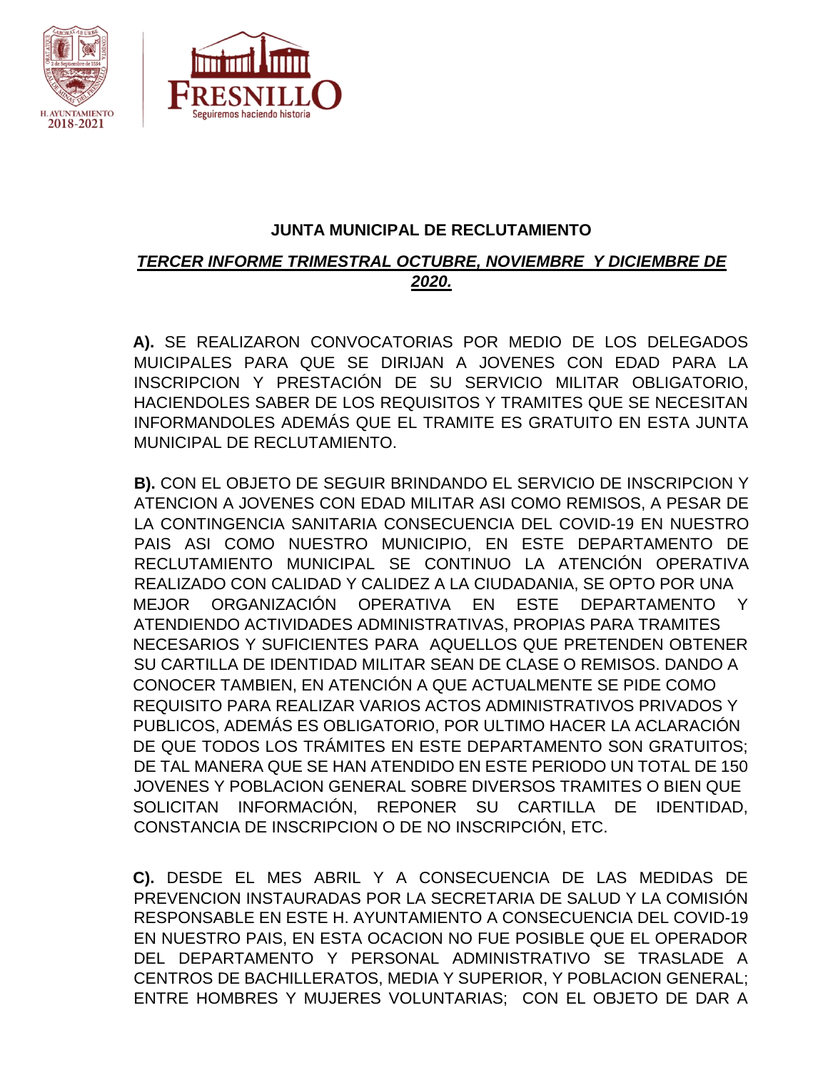## JUNTA MUNICIPAL DE RECLUTAMIENTO

***TERCER INFORME TRIMESTRAL OCTUBRE, NOVIEMBRE Y DICIEMBRE DE 2020.***

**A).** SE REALIZARON CONVOCATORIAS POR MEDIO DE LOS DELEGADOS MUICIPALES PARA QUE SE DIRIJAN A JOVENES CON EDAD PARA LA INSCRIPCION Y PRESTACIÓN DE SU SERVICIO MILITAR OBLIGATORIO, HACIENDOLES SABER DE LOS REQUISITOS Y TRAMITES QUE SE NECESITAN INFORMANDOLES ADEMÁS QUE EL TRAMITE ES GRATUITO EN ESTA JUNTA MUNICIPAL DE RECLUTAMIENTO.

**B).** CON EL OBJETO DE SEGUIR BRINDANDO EL SERVICIO DE INSCRIPCION Y ATENCION A JOVENES CON EDAD MILITAR ASI COMO REMISOS, A PESAR DE LA CONTINGENCIA SANITARIA CONSECUENCIA DEL COVID-19 EN NUESTRO PAIS ASI COMO NUESTRO MUNICIPIO, EN ESTE DEPARTAMENTO DE RECLUTAMIENTO MUNICIPAL SE CONTINUO LA ATENCIÓN OPERATIVA REALIZADO CON CALIDAD Y CALIDEZ A LA CIUDADANIA, SE OPTO POR UNA MEJOR ORGANIZACIÓN OPERATIVA EN ESTE DEPARTAMENTO Y ATENDIENDO ACTIVIDADES ADMINISTRATIVAS, PROPIAS PARA TRAMITES NECESARIOS Y SUFICIENTES PARA AQUELLOS QUE PRETENDEN OBTENER SU CARTILLA DE IDENTIDAD MILITAR SEAN DE CLASE O REMISOS. DANDO A CONOCER TAMBIEN, EN ATENCIÓN A QUE ACTUALMENTE SE PIDE COMO REQUISITO PARA REALIZAR VARIOS ACTOS ADMINISTRATIVOS PRIVADOS Y PUBLICOS, ADEMÁS ES OBLIGATORIO, POR ULTIMO HACER LA ACLARACIÓN DE QUE TODOS LOS TRÁMITES EN ESTE DEPARTAMENTO SON GRATUITOS; DE TAL MANERA QUE SE HAN ATENDIDO EN ESTE PERIODO UN TOTAL DE 150 JOVENES Y POBLACION GENERAL SOBRE DIVERSOS TRAMITES O BIEN QUE SOLICITAN INFORMACIÓN, REPONER SU CARTILLA DE IDENTIDAD, CONSTANCIA DE INSCRIPCION O DE NO INSCRIPCIÓN, ETC.

**C).** DESDE EL MES ABRIL Y A CONSECUENCIA DE LAS MEDIDAS DE PREVENCION INSTAURADAS POR LA SECRETARIA DE SALUD Y LA COMISIÓN RESPONSABLE EN ESTE H. AYUNTAMIENTO A CONSECUENCIA DEL COVID-19 EN NUESTRO PAIS, EN ESTA OCACION NO FUE POSIBLE QUE EL OPERADOR DEL DEPARTAMENTO Y PERSONAL ADMINISTRATIVO SE TRASLADE A CENTROS DE BACHILLERATOS, MEDIA Y SUPERIOR, Y POBLACION GENERAL; ENTRE HOMBRES Y MUJERES VOLUNTARIAS; CON EL OBJETO DE DAR A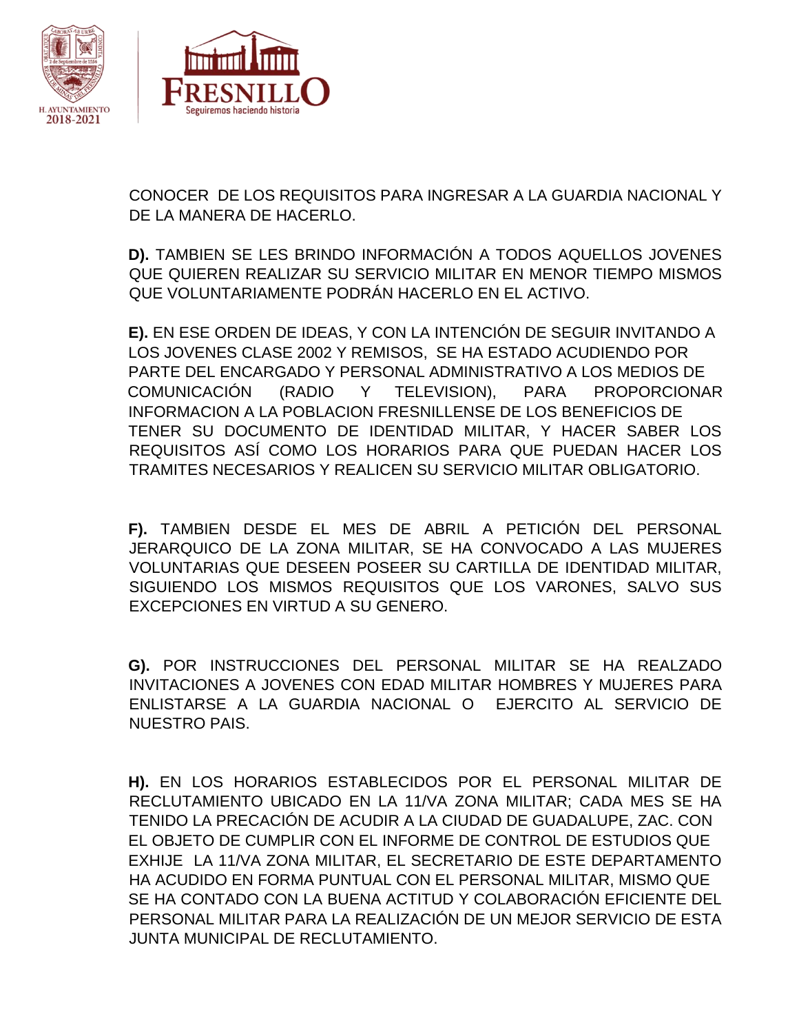CONOCER DE LOS REQUISITOS PARA INGRESAR A LA GUARDIA NACIONAL Y DE LA MANERA DE HACERLO.

**D).** TAMBIEN SE LES BRINDO INFORMACIÓN A TODOS AQUELLOS JOVENES QUE QUIEREN REALIZAR SU SERVICIO MILITAR EN MENOR TIEMPO MISMOS QUE VOLUNTARIAMENTE PODRÁN HACERLO EN EL ACTIVO.

**E).** EN ESE ORDEN DE IDEAS, Y CON LA INTENCIÓN DE SEGUIR INVITANDO A LOS JOVENES CLASE 2002 Y REMISOS, SE HA ESTADO ACUDIENDO POR PARTE DEL ENCARGADO Y PERSONAL ADMINISTRATIVO A LOS MEDIOS DE COMUNICACIÓN (RADIO Y TELEVISION), PARA PROPORCIONAR INFORMACION A LA POBLACION FRESNILLENSE DE LOS BENEFICIOS DE TENER SU DOCUMENTO DE IDENTIDAD MILITAR, Y HACER SABER LOS REQUISITOS ASÍ COMO LOS HORARIOS PARA QUE PUEDAN HACER LOS TRAMITES NECESARIOS Y REALICEN SU SERVICIO MILITAR OBLIGATORIO.

**F).** TAMBIEN DESDE EL MES DE ABRIL A PETICIÓN DEL PERSONAL JERARQUICO DE LA ZONA MILITAR, SE HA CONVOCADO A LAS MUJERES VOLUNTARIAS QUE DESEEN POSEER SU CARTILLA DE IDENTIDAD MILITAR, SIGUIENDO LOS MISMOS REQUISITOS QUE LOS VARONES, SALVO SUS EXCEPCIONES EN VIRTUD A SU GENERO.

**G).** POR INSTRUCCIONES DEL PERSONAL MILITAR SE HA REALZADO INVITACIONES A JOVENES CON EDAD MILITAR HOMBRES Y MUJERES PARA ENLISTARSE A LA GUARDIA NACIONAL O EJERCITO AL SERVICIO DE NUESTRO PAIS.

**H).** EN LOS HORARIOS ESTABLECIDOS POR EL PERSONAL MILITAR DE RECLUTAMIENTO UBICADO EN LA 11/VA ZONA MILITAR; CADA MES SE HA TENIDO LA PRECACIÓN DE ACUDIR A LA CIUDAD DE GUADALUPE, ZAC. CON EL OBJETO DE CUMPLIR CON EL INFORME DE CONTROL DE ESTUDIOS QUE EXHIJE LA 11/VA ZONA MILITAR, EL SECRETARIO DE ESTE DEPARTAMENTO HA ACUDIDO EN FORMA PUNTUAL CON EL PERSONAL MILITAR, MISMO QUE SE HA CONTADO CON LA BUENA ACTITUD Y COLABORACIÓN EFICIENTE DEL PERSONAL MILITAR PARA LA REALIZACIÓN DE UN MEJOR SERVICIO DE ESTA JUNTA MUNICIPAL DE RECLUTAMIENTO.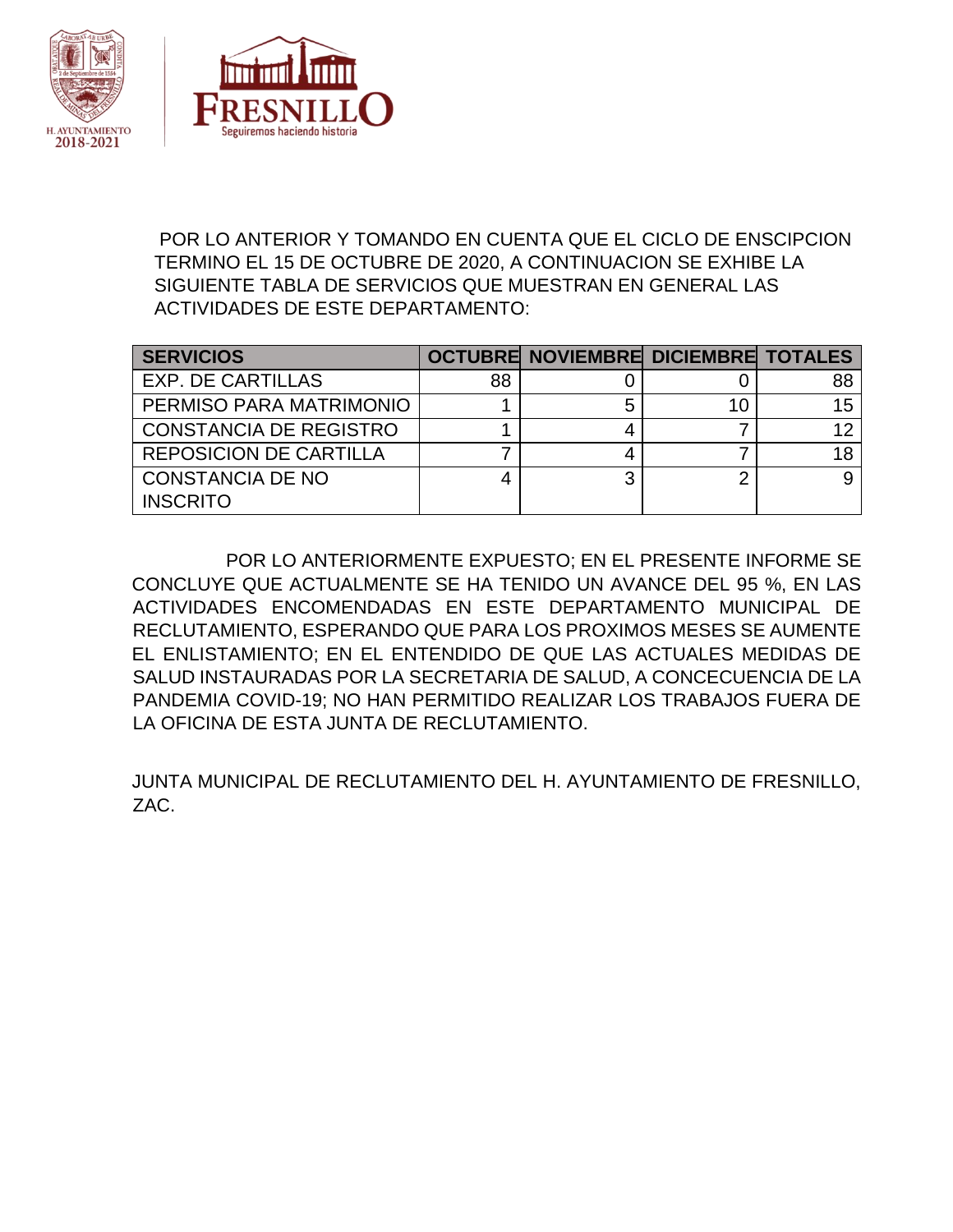POR LO ANTERIOR Y TOMANDO EN CUENTA QUE EL CICLO DE ENSCIPCION TERMINO EL 15 DE OCTUBRE DE 2020, A CONTINUACION SE EXHIBE LA SIGUIENTE TABLA DE SERVICIOS QUE MUESTRAN EN GENERAL LAS ACTIVIDADES DE ESTE DEPARTAMENTO:

| SERVICIOS | OCTUBRE | NOVIEMBRE | DICIEMBRE | TOTALES |
|---|---|---|---|---|
| EXP. DE CARTILLAS | 88 | 0 | 0 | 88 |
| PERMISO PARA MATRIMONIO | 1 | 5 | 10 | 15 |
| CONSTANCIA DE REGISTRO | 1 | 4 | 7 | 12 |
| REPOSICION DE CARTILLA | 7 | 4 | 7 | 18 |
| CONSTANCIA DE NO INSCRITO | 4 | 3 | 2 | 9 |

POR LO ANTERIORMENTE EXPUESTO; EN EL PRESENTE INFORME SE CONCLUYE QUE ACTUALMENTE SE HA TENIDO UN AVANCE DEL 95 %, EN LAS ACTIVIDADES ENCOMENDADAS EN ESTE DEPARTAMENTO MUNICIPAL DE RECLUTAMIENTO, ESPERANDO QUE PARA LOS PROXIMOS MESES SE AUMENTE EL ENLISTAMIENTO; EN EL ENTENDIDO DE QUE LAS ACTUALES MEDIDAS DE SALUD INSTAURADAS POR LA SECRETARIA DE SALUD, A CONCECUENCIA DE LA PANDEMIA COVID-19; NO HAN PERMITIDO REALIZAR LOS TRABAJOS FUERA DE LA OFICINA DE ESTA JUNTA DE RECLUTAMIENTO.

JUNTA MUNICIPAL DE RECLUTAMIENTO DEL H. AYUNTAMIENTO DE FRESNILLO, ZAC.